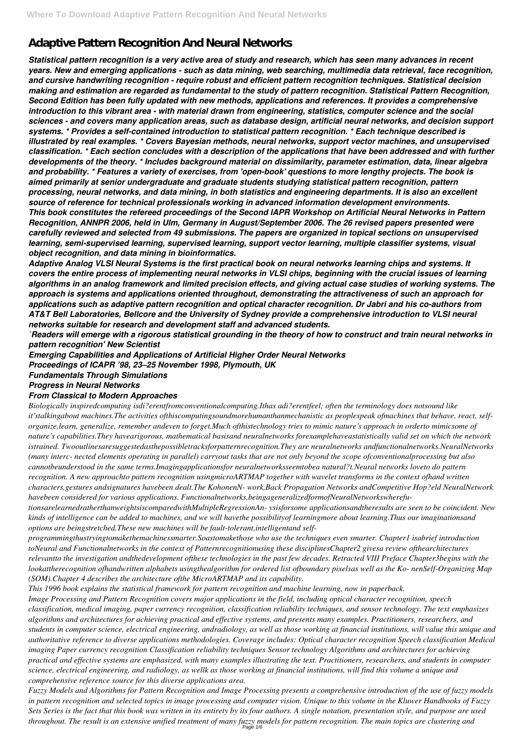# Adaptive Pattern Recognition And Neural Networks

***Statistical pattern recognition is a very active area of study and research, which has seen many advances in recent years. New and emerging applications - such as data mining, web searching, multimedia data retrieval, face recognition, and cursive handwriting recognition - require robust and efficient pattern recognition techniques. Statistical decision making and estimation are regarded as fundamental to the study of pattern recognition. Statistical Pattern Recognition, Second Edition has been fully updated with new methods, applications and references. It provides a comprehensive introduction to this vibrant area - with material drawn from engineering, statistics, computer science and the social sciences - and covers many application areas, such as database design, artificial neural networks, and decision support systems. * Provides a self-contained introduction to statistical pattern recognition. * Each technique described is illustrated by real examples. * Covers Bayesian methods, neural networks, support vector machines, and unsupervised classification. * Each section concludes with a description of the applications that have been addressed and with further developments of the theory. * Includes background material on dissimilarity, parameter estimation, data, linear algebra and probability. * Features a variety of exercises, from 'open-book' questions to more lengthy projects. The book is aimed primarily at senior undergraduate and graduate students studying statistical pattern recognition, pattern processing, neural networks, and data mining, in both statistics and engineering departments. It is also an excellent source of reference for technical professionals working in advanced information development environments.***

***This book constitutes the refereed proceedings of the Second IAPR Workshop on Artificial Neural Networks in Pattern Recognition, ANNPR 2006, held in Ulm, Germany in August/September 2006. The 26 revised papers presented were carefully reviewed and selected from 49 submissions. The papers are organized in topical sections on unsupervised learning, semi-supervised learning, supervised learning, support vector learning, multiple classifier systems, visual object recognition, and data mining in bioinformatics.***

***Adaptive Analog VLSI Neural Systems is the first practical book on neural networks learning chips and systems. It covers the entire process of implementing neural networks in VLSI chips, beginning with the crucial issues of learning algorithms in an analog framework and limited precision effects, and giving actual case studies of working systems. The approach is systems and applications oriented throughout, demonstrating the attractiveness of such an approach for applications such as adaptive pattern recognition and optical character recognition. Dr Jabri and his co-authors from AT&T Bell Laboratories, Bellcore and the University of Sydney provide a comprehensive introduction to VLSI neural networks suitable for research and development staff and advanced students.***

***`Readers will emerge with a rigorous statistical grounding in the theory of how to construct and train neural networks in pattern recognition' New Scientist***

***Emerging Capabilities and Applications of Artificial Higher Order Neural Networks***

***Proceedings of ICAPR '98, 23–25 November 1998, Plymouth, UK***

***Fundamentals Through Simulations***

***Progress in Neural Networks***

***From Classical to Modern Approaches***

*Biologically inspiredcomputing isdi?erentfromconventionalcomputing.Ithas adi?erentfeel; often the terminology does notsound like it'stalkingabout machines.The activities ofthiscomputingsoundmorehumanthanmechanistic as peoplespeak ofmachines that behave, react, self-organize,learn, generalize, remember andeven to forget.Much ofthistechnology tries to mimic nature's approach in orderto mimicsome of nature's capabilities.They havearigorous, mathematical basisand neuralnetworks forexamplehaveastatistically valid set on which the network istrained. Twooutlinesaresuggestedasthepossibletracksforpatternrecognition.They are neuralnetworks andfunctionalnetworks.NeuralNetworks (many interc- nected elements operating in parallel) carryout tasks that are not only beyond the scope ofconventionalprocessing but also cannotbeunderstood in the same terms.Imagingapplicationsfor neuralnetworksseemtobea natural?t.Neural networks loveto do pattern recognition. A new approachto pattern recognition usingmicroARTMAP together with wavelet transforms in the context ofhand written characters,gestures andsignatures havebeen dealt.The KohonenN- work,Back Propagation Networks andCompetitive Hop?eld NeuralNetwork havebeen considered for various applications. Functionalnetworks,beingageneralizedformofNeuralNetworkswherefu- tionsarelearnedratherthanweightsiscomparedwithMultipleRegressionAn- ysisforsome applicationsandtheresults are seen to be coincident. New kinds of intelligence can be added to machines, and we will havethe possibilityof learningmore about learning.Thus our imaginationsand options are beingstretched.These new machines will be fault-tolerant,intelligentand self-programmingthustryingtomakethemachinessmarter.Soastomakethose who use the techniques even smarter. Chapter1 isabrief introduction toNeural and Functionalnetworks in the context of Patternrecognitionusing these disciplinesChapter2 givesa review ofthearchitectures relevantto the investigation andthedevelopment ofthese technologies in the past few decades. Retracted VIII Preface Chapter3begins with the lookattherecognition ofhandwritten alphabets usingthealgorithm for ordered list ofboundary pixelsas well as the Ko- nenSelf-Organizing Map (SOM).Chapter 4 describes the architecture ofthe MicroARTMAP and its capability.*

*This 1996 book explains the statistical framework for pattern recognition and machine learning, now in paperback.*

*Image Processing and Pattern Recognition covers major applications in the field, including optical character recognition, speech classification, medical imaging, paper currency recognition, classification reliability techniques, and sensor technology. The text emphasizes algorithms and architectures for achieving practical and effective systems, and presents many examples. Practitioners, researchers, and students in computer science, electrical engineering, andradiology, as well as those working at financial institutions, will value this unique and authoritative reference to diverse applications methodologies. Coverage includes: Optical character recognition Speech classification Medical imaging Paper currency recognition Classification reliability techniques Sensor technology Algorithms and architectures for achieving practical and effective systems are emphasized, with many examples illustrating the text. Practitioners, researchers, and students in computer science, electrical engineering, and radiology, as wellk as those working at financial institutions, will find this volume a unique and comprehensive reference source for this diverse applications area.*

*Fuzzy Models and Algorithms for Pattern Recognition and Image Processing presents a comprehensive introduction of the use of fuzzy models in pattern recognition and selected topics in image processing and computer vision. Unique to this volume in the Kluwer Handbooks of Fuzzy Sets Series is the fact that this book was written in its entirety by its four authors. A single notation, presentation style, and purpose are used throughout. The result is an extensive unified treatment of many fuzzy models for pattern recognition. The main topics are clustering and*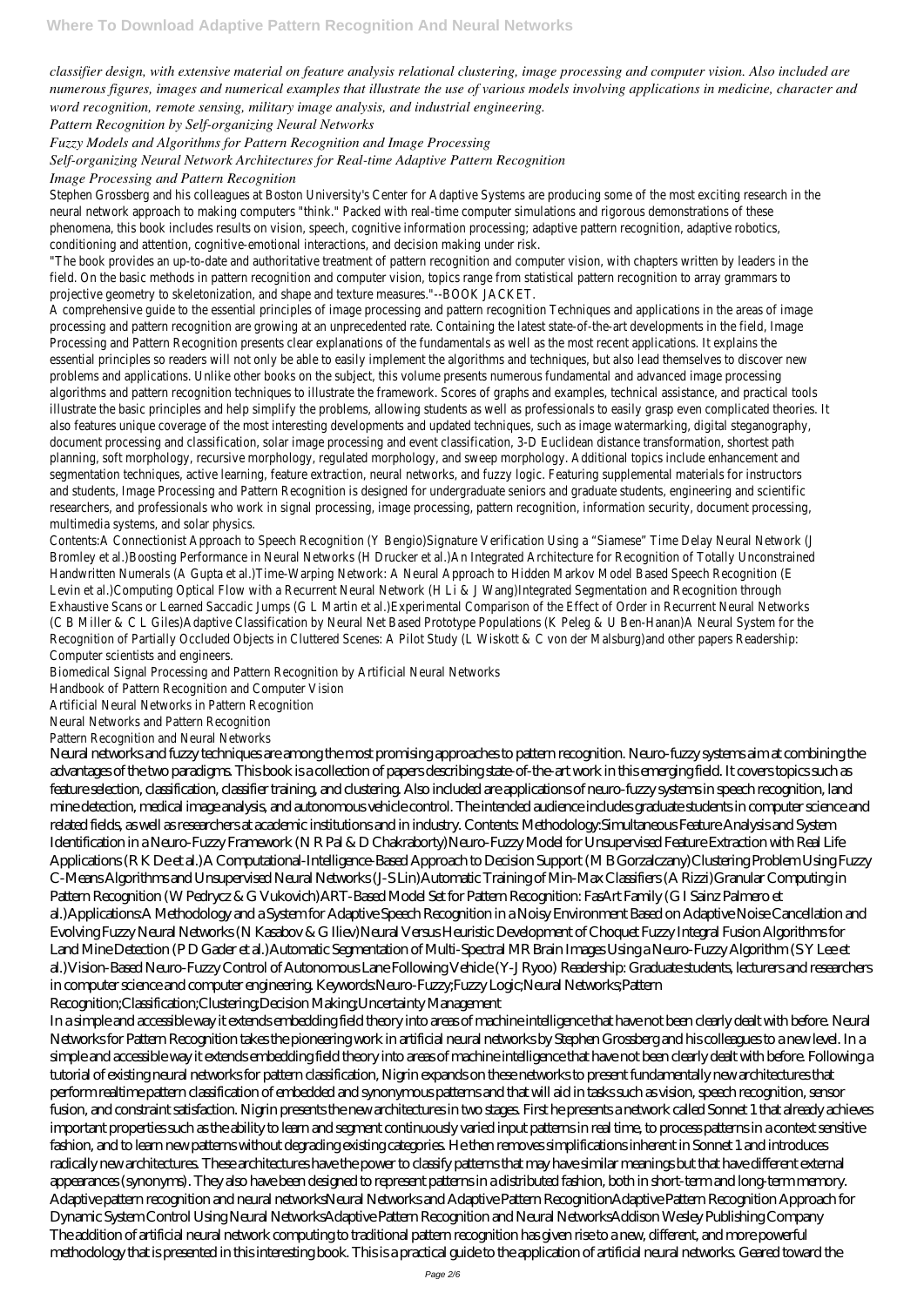*classifier design, with extensive material on feature analysis relational clustering, image processing and computer vision. Also included are numerous figures, images and numerical examples that illustrate the use of various models involving applications in medicine, character and word recognition, remote sensing, military image analysis, and industrial engineering.*

*Pattern Recognition by Self-organizing Neural Networks*

*Fuzzy Models and Algorithms for Pattern Recognition and Image Processing*

*Self-organizing Neural Network Architectures for Real-time Adaptive Pattern Recognition*

*Image Processing and Pattern Recognition*

Stephen Grossberg and his colleagues at Boston University's Center for Adaptive Systems are producing some of the most exciting research in the neural network approach to making computers "think." Packed with real-time computer simulations and rigorous demonstrations of these phenomena, this book includes results on vision, speech, cognitive information processing; adaptive pattern recognition, adaptive robotics, conditioning and attention, cognitive-emotional interactions, and decision making under risk.

"The book provides an up-to-date and authoritative treatment of pattern recognition and computer vision, with chapters written by leaders in the field. On the basic methods in pattern recognition and computer vision, topics range from statistical pattern recognition to array grammars to projective geometry to skeletonization, and shape and texture measures."--BOOK JACKET.

A comprehensive guide to the essential principles of image processing and pattern recognition Techniques and applications in the areas of image processing and pattern recognition are growing at an unprecedented rate. Containing the latest state-of-the-art developments in the field, Image Processing and Pattern Recognition presents clear explanations of the fundamentals as well as the most recent applications. It explains the essential principles so readers will not only be able to easily implement the algorithms and techniques, but also lead themselves to discover new problems and applications. Unlike other books on the subject, this volume presents numerous fundamental and advanced image processing algorithms and pattern recognition techniques to illustrate the framework. Scores of graphs and examples, technical assistance, and practical tools illustrate the basic principles and help simplify the problems, allowing students as well as professionals to easily grasp even complicated theories. It also features unique coverage of the most interesting developments and updated techniques, such as image watermarking, digital steganography, document processing and classification, solar image processing and event classification, 3-D Euclidean distance transformation, shortest path planning, soft morphology, recursive morphology, regulated morphology, and sweep morphology. Additional topics include enhancement and segmentation techniques, active learning, feature extraction, neural networks, and fuzzy logic. Featuring supplemental materials for instructors and students, Image Processing and Pattern Recognition is designed for undergraduate seniors and graduate students, engineering and scientific researchers, and professionals who work in signal processing, image processing, pattern recognition, information security, document processing, multimedia systems, and solar physics.

Contents:A Connectionist Approach to Speech Recognition (Y Bengio)Signature Verification Using a "Siamese" Time Delay Neural Network (J Bromley et al.)Boosting Performance in Neural Networks (H Drucker et al.)An Integrated Architecture for Recognition of Totally Unconstrained Handwritten Numerals (A Gupta et al.)Time-Warping Network: A Neural Approach to Hidden Markov Model Based Speech Recognition (E Levin et al.)Computing Optical Flow with a Recurrent Neural Network (H Li & J Wang)Integrated Segmentation and Recognition through Exhaustive Scans or Learned Saccadic Jumps (G L Martin et al.)Experimental Comparison of the Effect of Order in Recurrent Neural Networks (C B Miller & C L Giles)Adaptive Classification by Neural Net Based Prototype Populations (K Peleg & U Ben-Hanan)A Neural System for the Recognition of Partially Occluded Objects in Cluttered Scenes: A Pilot Study (L Wiskott & C von der Malsburg)and other papers Readership: Computer scientists and engineers.

Biomedical Signal Processing and Pattern Recognition by Artificial Neural Networks

Handbook of Pattern Recognition and Computer Vision

Artificial Neural Networks in Pattern Recognition

Neural Networks and Pattern Recognition

Pattern Recognition and Neural Networks

Neural networks and fuzzy techniques are among the most promising approaches to pattern recognition. Neuro-fuzzy systems aim at combining the advantages of the two paradigms. This book is a collection of papers describing state-of-the-art work in this emerging field. It covers topics such as feature selection, classification, classifier training, and clustering. Also included are applications of neuro-fuzzy systems in speech recognition, land mine detection, medical image analysis, and autonomous vehicle control. The intended audience includes graduate students in computer science and related fields, as well as researchers at academic institutions and in industry. Contents: Methodology:Simultaneous Feature Analysis and System Identification in a Neuro-Fuzzy Framework (N R Pal & D Chakraborty)Neuro-Fuzzy Model for Unsupervised Feature Extraction with Real Life Applications (R K De et al.)A Computational-Intelligence-Based Approach to Decision Support (M B Gorzalczany)Clustering Problem Using Fuzzy C-Means Algorithms and Unsupervised Neural Networks (J-S Lin)Automatic Training of Min-Max Classifiers (A Rizzi)Granular Computing in Pattern Recognition (W Pedrycz & G Vukovich)ART-Based Model Set for Pattern Recognition: FasArt Family (G I Sainz Palmero et al.)Applications:A Methodology and a System for Adaptive Speech Recognition in a Noisy Environment Based on Adaptive Noise Cancellation and Evolving Fuzzy Neural Networks (N Kasabov & G Iliev)Neural Versus Heuristic Development of Choquet Fuzzy Integral Fusion Algorithms for Land Mine Detection (P D Gader et al.)Automatic Segmentation of Multi-Spectral MR Brain Images Using a Neuro-Fuzzy Algorithm (S Y Lee et al.)Vision-Based Neuro-Fuzzy Control of Autonomous Lane Following Vehicle (Y-J Ryoo) Readership: Graduate students, lecturers and researchers in computer science and computer engineering. Keywords:Neuro-Fuzzy;Fuzzy Logic;Neural Networks;Pattern Recognition;Classification;Clustering;Decision Making;Uncertainty Management

In a simple and accessible way it extends embedding field theory into areas of machine intelligence that have not been clearly dealt with before. Neural Networks for Pattern Recognition takes the pioneering work in artificial neural networks by Stephen Grossberg and his colleagues to a new level. In a simple and accessible way it extends embedding field theory into areas of machine intelligence that have not been clearly dealt with before. Following a tutorial of existing neural networks for pattern classification, Nigrin expands on these networks to present fundamentally new architectures that perform realtime pattern classification of embedded and synonymous patterns and that will aid in tasks such as vision, speech recognition, sensor fusion, and constraint satisfaction. Nigrin presents the new architectures in two stages. First he presents a network called Sonnet 1 that already achieves important properties such as the ability to learn and segment continuously varied input patterns in real time, to process patterns in a context sensitive fashion, and to learn new patterns without degrading existing categories. He then removes simplifications inherent in Sonnet 1 and introduces radically new architectures. These architectures have the power to classify patterns that may have similar meanings but that have different external appearances (synonyms). They also have been designed to represent patterns in a distributed fashion, both in short-term and long-term memory. Adaptive pattern recognition and neural networksNeural Networks and Adaptive Pattern RecognitionAdaptive Pattern Recognition Approach for Dynamic System Control Using Neural NetworksAdaptive Pattern Recognition and Neural NetworksAddison Wesley Publishing Company

The addition of artificial neural network computing to traditional pattern recognition has given rise to a new, different, and more powerful methodology that is presented in this interesting book. This is a practical guide to the application of artificial neural networks. Geared toward the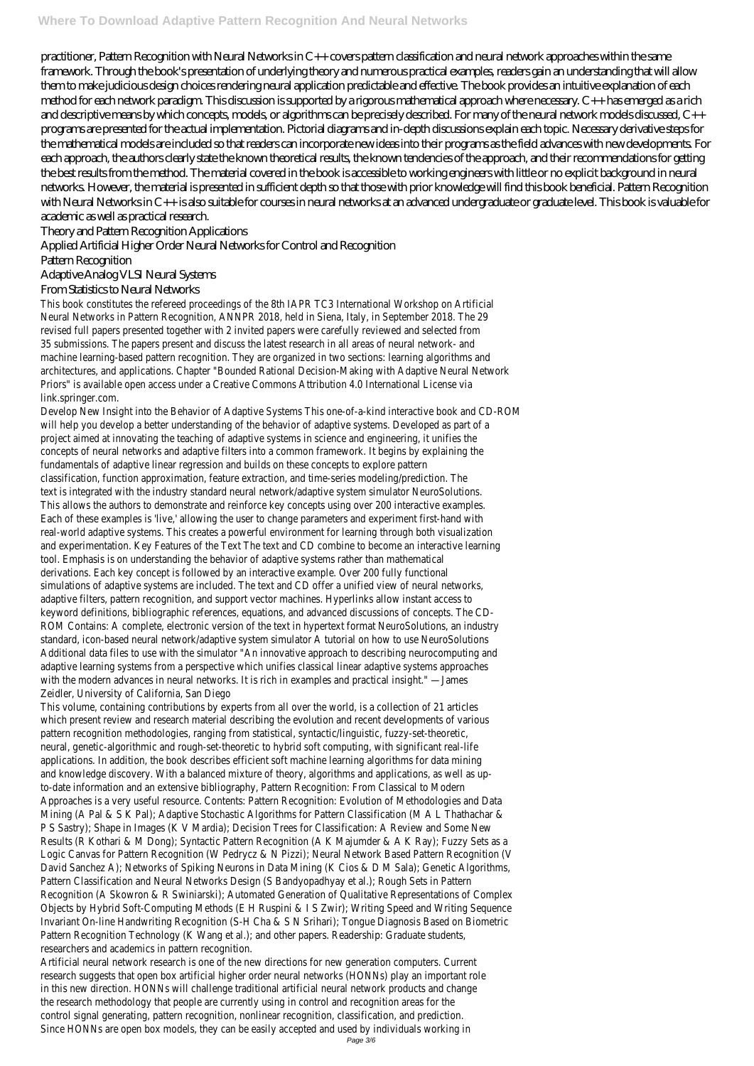practitioner, Pattern Recognition with Neural Networks in C++ covers pattern classification and neural network approaches within the same framework. Through the book's presentation of underlying theory and numerous practical examples, readers gain an understanding that will allow them to make judicious design choices rendering neural application predictable and effective. The book provides an intuitive explanation of each method for each network paradigm. This discussion is supported by a rigorous mathematical approach where necessary. C++ has emerged as a rich and descriptive means by which concepts, models, or algorithms can be precisely described. For many of the neural network models discussed, C++ programs are presented for the actual implementation. Pictorial diagrams and in-depth discussions explain each topic. Necessary derivative steps for the mathematical models are included so that readers can incorporate new ideas into their programs as the field advances with new developments. For each approach, the authors clearly state the known theoretical results, the known tendencies of the approach, and their recommendations for getting the best results from the method. The material covered in the book is accessible to working engineers with little or no explicit background in neural networks. However, the material is presented in sufficient depth so that those with prior knowledge will find this book beneficial. Pattern Recognition with Neural Networks in C++ is also suitable for courses in neural networks at an advanced undergraduate or graduate level. This book is valuable for academic as well as practical research.

Theory and Pattern Recognition Applications

Applied Artificial Higher Order Neural Networks for Control and Recognition

Pattern Recognition

Adaptive Analog VLSI Neural Systems

From Statistics to Neural Networks

This book constitutes the refereed proceedings of the 8th IAPR TC3 International Workshop on Artificial Neural Networks in Pattern Recognition, ANNPR 2018, held in Siena, Italy, in September 2018. The 29 revised full papers presented together with 2 invited papers were carefully reviewed and selected from 35 submissions. The papers present and discuss the latest research in all areas of neural network- and machine learning-based pattern recognition. They are organized in two sections: learning algorithms and architectures, and applications. Chapter "Bounded Rational Decision-Making with Adaptive Neural Network Priors" is available open access under a Creative Commons Attribution 4.0 International License via link.springer.com.

Develop New Insight into the Behavior of Adaptive Systems This one-of-a-kind interactive book and CD-ROM will help you develop a better understanding of the behavior of adaptive systems. Developed as part of a project aimed at innovating the teaching of adaptive systems in science and engineering, it unifies the concepts of neural networks and adaptive filters into a common framework. It begins by explaining the fundamentals of adaptive linear regression and builds on these concepts to explore pattern classification, function approximation, feature extraction, and time-series modeling/prediction. The text is integrated with the industry standard neural network/adaptive system simulator NeuroSolutions. This allows the authors to demonstrate and reinforce key concepts using over 200 interactive examples. Each of these examples is 'live,' allowing the user to change parameters and experiment first-hand with real-world adaptive systems. This creates a powerful environment for learning through both visualization and experimentation. Key Features of the Text The text and CD combine to become an interactive learning tool. Emphasis is on understanding the behavior of adaptive systems rather than mathematical derivations. Each key concept is followed by an interactive example. Over 200 fully functional simulations of adaptive systems are included. The text and CD offer a unified view of neural networks, adaptive filters, pattern recognition, and support vector machines. Hyperlinks allow instant access to keyword definitions, bibliographic references, equations, and advanced discussions of concepts. The CD-ROM Contains: A complete, electronic version of the text in hypertext format NeuroSolutions, an industry standard, icon-based neural network/adaptive system simulator A tutorial on how to use NeuroSolutions Additional data files to use with the simulator "An innovative approach to describing neurocomputing and adaptive learning systems from a perspective which unifies classical linear adaptive systems approaches with the modern advances in neural networks. It is rich in examples and practical insight." —James Zeidler, University of California, San Diego

This volume, containing contributions by experts from all over the world, is a collection of 21 articles which present review and research material describing the evolution and recent developments of various pattern recognition methodologies, ranging from statistical, syntactic/linguistic, fuzzy-set-theoretic, neural, genetic-algorithmic and rough-set-theoretic to hybrid soft computing, with significant real-life applications. In addition, the book describes efficient soft machine learning algorithms for data mining and knowledge discovery. With a balanced mixture of theory, algorithms and applications, as well as up-to-date information and an extensive bibliography, Pattern Recognition: From Classical to Modern Approaches is a very useful resource. Contents: Pattern Recognition: Evolution of Methodologies and Data Mining (A Pal & S K Pal); Adaptive Stochastic Algorithms for Pattern Classification (M A L Thathachar & P S Sastry); Shape in Images (K V Mardia); Decision Trees for Classification: A Review and Some New Results (R Kothari & M Dong); Syntactic Pattern Recognition (A K Majumder & A K Ray); Fuzzy Sets as a Logic Canvas for Pattern Recognition (W Pedrycz & N Pizzi); Neural Network Based Pattern Recognition (V David Sanchez A); Networks of Spiking Neurons in Data Mining (K Cios & D M Sala); Genetic Algorithms, Pattern Classification and Neural Networks Design (S Bandyopadhyay et al.); Rough Sets in Pattern Recognition (A Skowron & R Swiniarski); Automated Generation of Qualitative Representations of Complex Objects by Hybrid Soft-Computing Methods (E H Ruspini & I S Zwir); Writing Speed and Writing Sequence Invariant On-line Handwriting Recognition (S-H Cha & S N Srihari); Tongue Diagnosis Based on Biometric Pattern Recognition Technology (K Wang et al.); and other papers. Readership: Graduate students, researchers and academics in pattern recognition.

Artificial neural network research is one of the new directions for new generation computers. Current research suggests that open box artificial higher order neural networks (HONNs) play an important role in this new direction. HONNs will challenge traditional artificial neural network products and change the research methodology that people are currently using in control and recognition areas for the control signal generating, pattern recognition, nonlinear recognition, classification, and prediction. Since HONNs are open box models, they can be easily accepted and used by individuals working in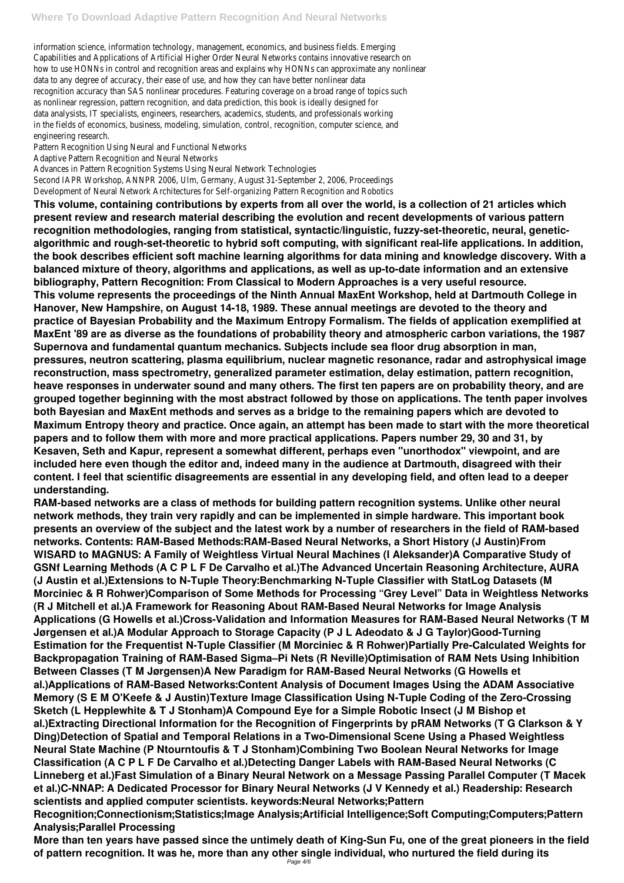information science, information technology, management, economics, and business fields. Emerging Capabilities and Applications of Artificial Higher Order Neural Networks contains innovative research on how to use HONNs in control and recognition areas and explains why HONNs can approximate any nonlinear data to any degree of accuracy, their ease of use, and how they can have better nonlinear data recognition accuracy than SAS nonlinear procedures. Featuring coverage on a broad range of topics such as nonlinear regression, pattern recognition, and data prediction, this book is ideally designed for data analysists, IT specialists, engineers, researchers, academics, students, and professionals working in the fields of economics, business, modeling, simulation, control, recognition, computer science, and engineering research.

Pattern Recognition Using Neural and Functional Networks
Adaptive Pattern Recognition and Neural Networks
Advances in Pattern Recognition Systems Using Neural Network Technologies
Second IAPR Workshop, ANNPR 2006, Ulm, Germany, August 31-September 2, 2006, Proceedings
Development of Neural Network Architectures for Self-organizing Pattern Recognition and Robotics

**This volume, containing contributions by experts from all over the world, is a collection of 21 articles which present review and research material describing the evolution and recent developments of various pattern recognition methodologies, ranging from statistical, syntactic/linguistic, fuzzy-set-theoretic, neural, genetic-algorithmic and rough-set-theoretic to hybrid soft computing, with significant real-life applications. In addition, the book describes efficient soft machine learning algorithms for data mining and knowledge discovery. With a balanced mixture of theory, algorithms and applications, as well as up-to-date information and an extensive bibliography, Pattern Recognition: From Classical to Modern Approaches is a very useful resource.**

**This volume represents the proceedings of the Ninth Annual MaxEnt Workshop, held at Dartmouth College in Hanover, New Hampshire, on August 14-18, 1989. These annual meetings are devoted to the theory and practice of Bayesian Probability and the Maximum Entropy Formalism. The fields of application exemplified at MaxEnt '89 are as diverse as the foundations of probability theory and atmospheric carbon variations, the 1987 Supernova and fundamental quantum mechanics. Subjects include sea floor drug absorption in man, pressures, neutron scattering, plasma equilibrium, nuclear magnetic resonance, radar and astrophysical image reconstruction, mass spectrometry, generalized parameter estimation, delay estimation, pattern recognition, heave responses in underwater sound and many others. The first ten papers are on probability theory, and are grouped together beginning with the most abstract followed by those on applications. The tenth paper involves both Bayesian and MaxEnt methods and serves as a bridge to the remaining papers which are devoted to Maximum Entropy theory and practice. Once again, an attempt has been made to start with the more theoretical papers and to follow them with more and more practical applications. Papers number 29, 30 and 31, by Kesaven, Seth and Kapur, represent a somewhat different, perhaps even "unorthodox" viewpoint, and are included here even though the editor and, indeed many in the audience at Dartmouth, disagreed with their content. I feel that scientific disagreements are essential in any developing field, and often lead to a deeper understanding.**

**RAM-based networks are a class of methods for building pattern recognition systems. Unlike other neural network methods, they train very rapidly and can be implemented in simple hardware. This important book presents an overview of the subject and the latest work by a number of researchers in the field of RAM-based networks. Contents: RAM-Based Methods:RAM-Based Neural Networks, a Short History (J Austin)From WISARD to MAGNUS: A Family of Weightless Virtual Neural Machines (I Aleksander)A Comparative Study of GSNf Learning Methods (A C P L F De Carvalho et al.)The Advanced Uncertain Reasoning Architecture, AURA (J Austin et al.)Extensions to N-Tuple Theory:Benchmarking N-Tuple Classifier with StatLog Datasets (M Morciniec & R Rohwer)Comparison of Some Methods for Processing "Grey Level" Data in Weightless Networks (R J Mitchell et al.)A Framework for Reasoning About RAM-Based Neural Networks for Image Analysis Applications (G Howells et al.)Cross-Validation and Information Measures for RAM-Based Neural Networks (T M Jørgensen et al.)A Modular Approach to Storage Capacity (P J L Adeodato & J G Taylor)Good-Turning Estimation for the Frequentist N-Tuple Classifier (M Morciniec & R Rohwer)Partially Pre-Calculated Weights for Backpropagation Training of RAM-Based Sigma–Pi Nets (R Neville)Optimisation of RAM Nets Using Inhibition Between Classes (T M Jørgensen)A New Paradigm for RAM-Based Neural Networks (G Howells et al.)Applications of RAM-Based Networks:Content Analysis of Document Images Using the ADAM Associative Memory (S E M O'Keefe & J Austin)Texture Image Classification Using N-Tuple Coding of the Zero-Crossing Sketch (L Hepplewhite & T J Stonham)A Compound Eye for a Simple Robotic Insect (J M Bishop et al.)Extracting Directional Information for the Recognition of Fingerprints by pRAM Networks (T G Clarkson & Y Ding)Detection of Spatial and Temporal Relations in a Two-Dimensional Scene Using a Phased Weightless Neural State Machine (P Ntourntoufis & T J Stonham)Combining Two Boolean Neural Networks for Image Classification (A C P L F De Carvalho et al.)Detecting Danger Labels with RAM-Based Neural Networks (C Linneberg et al.)Fast Simulation of a Binary Neural Network on a Message Passing Parallel Computer (T Macek et al.)C-NNAP: A Dedicated Processor for Binary Neural Networks (J V Kennedy et al.) Readership: Research scientists and applied computer scientists. keywords:Neural Networks;Pattern Recognition;Connectionism;Statistics;Image Analysis;Artificial Intelligence;Soft Computing;Computers;Pattern Analysis;Parallel Processing**

**More than ten years have passed since the untimely death of King-Sun Fu, one of the great pioneers in the field of pattern recognition. It was he, more than any other single individual, who nurtured the field during its**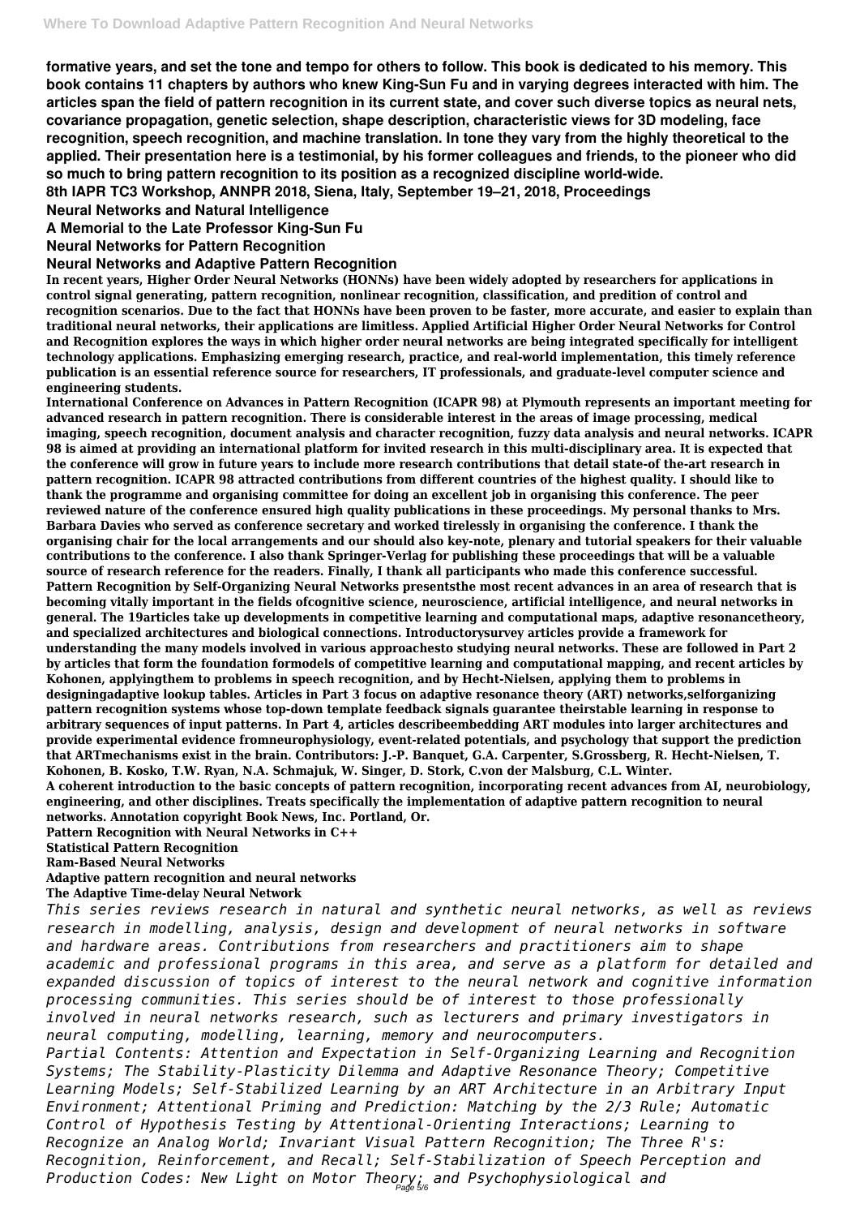**formative years, and set the tone and tempo for others to follow. This book is dedicated to his memory. This book contains 11 chapters by authors who knew King-Sun Fu and in varying degrees interacted with him. The articles span the field of pattern recognition in its current state, and cover such diverse topics as neural nets, covariance propagation, genetic selection, shape description, characteristic views for 3D modeling, face recognition, speech recognition, and machine translation. In tone they vary from the highly theoretical to the applied. Their presentation here is a testimonial, by his former colleagues and friends, to the pioneer who did so much to bring pattern recognition to its position as a recognized discipline world-wide.**

**8th IAPR TC3 Workshop, ANNPR 2018, Siena, Italy, September 19–21, 2018, Proceedings**

**Neural Networks and Natural Intelligence**

**A Memorial to the Late Professor King-Sun Fu**

**Neural Networks for Pattern Recognition**

**Neural Networks and Adaptive Pattern Recognition**

**In recent years, Higher Order Neural Networks (HONNs) have been widely adopted by researchers for applications in control signal generating, pattern recognition, nonlinear recognition, classification, and predition of control and recognition scenarios. Due to the fact that HONNs have been proven to be faster, more accurate, and easier to explain than traditional neural networks, their applications are limitless. Applied Artificial Higher Order Neural Networks for Control and Recognition explores the ways in which higher order neural networks are being integrated specifically for intelligent technology applications. Emphasizing emerging research, practice, and real-world implementation, this timely reference publication is an essential reference source for researchers, IT professionals, and graduate-level computer science and engineering students.**

**International Conference on Advances in Pattern Recognition (ICAPR 98) at Plymouth represents an important meeting for advanced research in pattern recognition. There is considerable interest in the areas of image processing, medical imaging, speech recognition, document analysis and character recognition, fuzzy data analysis and neural networks. ICAPR 98 is aimed at providing an international platform for invited research in this multi-disciplinary area. It is expected that the conference will grow in future years to include more research contributions that detail state-of-the-art research in pattern recognition. ICAPR 98 attracted contributions from different countries of the highest quality. I should like to thank the programme and organising committee for doing an excellent job in organising this conference. The peer reviewed nature of the conference ensured high quality publications in these proceedings. My personal thanks to Mrs. Barbara Davies who served as conference secretary and worked tirelessly in organising the conference. I thank the organising chair for the local arrangements and our should also key-note, plenary and tutorial speakers for their valuable contributions to the conference. I also thank Springer-Verlag for publishing these proceedings that will be a valuable source of research reference for the readers. Finally, I thank all participants who made this conference successful.**

**Pattern Recognition by Self-Organizing Neural Networks presentsthe most recent advances in an area of research that is becoming vitally important in the fields ofcognitive science, neuroscience, artificial intelligence, and neural networks in general. The 19articles take up developments in competitive learning and computational maps, adaptive resonancetheory, and specialized architectures and biological connections. Introductorysurvey articles provide a framework for understanding the many models involved in various approachesto studying neural networks. These are followed in Part 2 by articles that form the foundation formodels of competitive learning and computational mapping, and recent articles by Kohonen, applyingthem to problems in speech recognition, and by Hecht-Nielsen, applying them to problems in designingadaptive lookup tables. Articles in Part 3 focus on adaptive resonance theory (ART) networks,selforganizing pattern recognition systems whose top-down template feedback signals guarantee theirstable learning in response to arbitrary sequences of input patterns. In Part 4, articles describeembedding ART modules into larger architectures and provide experimental evidence fromneurophysiology, event-related potentials, and psychology that support the prediction that ARTmechanisms exist in the brain. Contributors: J.-P. Banquet, G.A. Carpenter, S.Grossberg, R. Hecht-Nielsen, T. Kohonen, B. Kosko, T.W. Ryan, N.A. Schmajuk, W. Singer, D. Stork, C.von der Malsburg, C.L. Winter.**

**A coherent introduction to the basic concepts of pattern recognition, incorporating recent advances from AI, neurobiology, engineering, and other disciplines. Treats specifically the implementation of adaptive pattern recognition to neural networks. Annotation copyright Book News, Inc. Portland, Or.**

**Pattern Recognition with Neural Networks in C++**

**Statistical Pattern Recognition**

**Ram-Based Neural Networks**

**Adaptive pattern recognition and neural networks**

**The Adaptive Time-delay Neural Network**

*This series reviews research in natural and synthetic neural networks, as well as reviews research in modelling, analysis, design and development of neural networks in software and hardware areas. Contributions from researchers and practitioners aim to shape academic and professional programs in this area, and serve as a platform for detailed and expanded discussion of topics of interest to the neural network and cognitive information processing communities. This series should be of interest to those professionally involved in neural networks research, such as lecturers and primary investigators in neural computing, modelling, learning, memory and neurocomputers.*

*Partial Contents: Attention and Expectation in Self-Organizing Learning and Recognition Systems; The Stability-Plasticity Dilemma and Adaptive Resonance Theory; Competitive Learning Models; Self-Stabilized Learning by an ART Architecture in an Arbitrary Input Environment; Attentional Priming and Prediction: Matching by the 2/3 Rule; Automatic Control of Hypothesis Testing by Attentional-Orienting Interactions; Learning to Recognize an Analog World; Invariant Visual Pattern Recognition; The Three R's: Recognition, Reinforcement, and Recall; Self-Stabilization of Speech Perception and Production Codes: New Light on Motor Theory; and Psychophysiological and*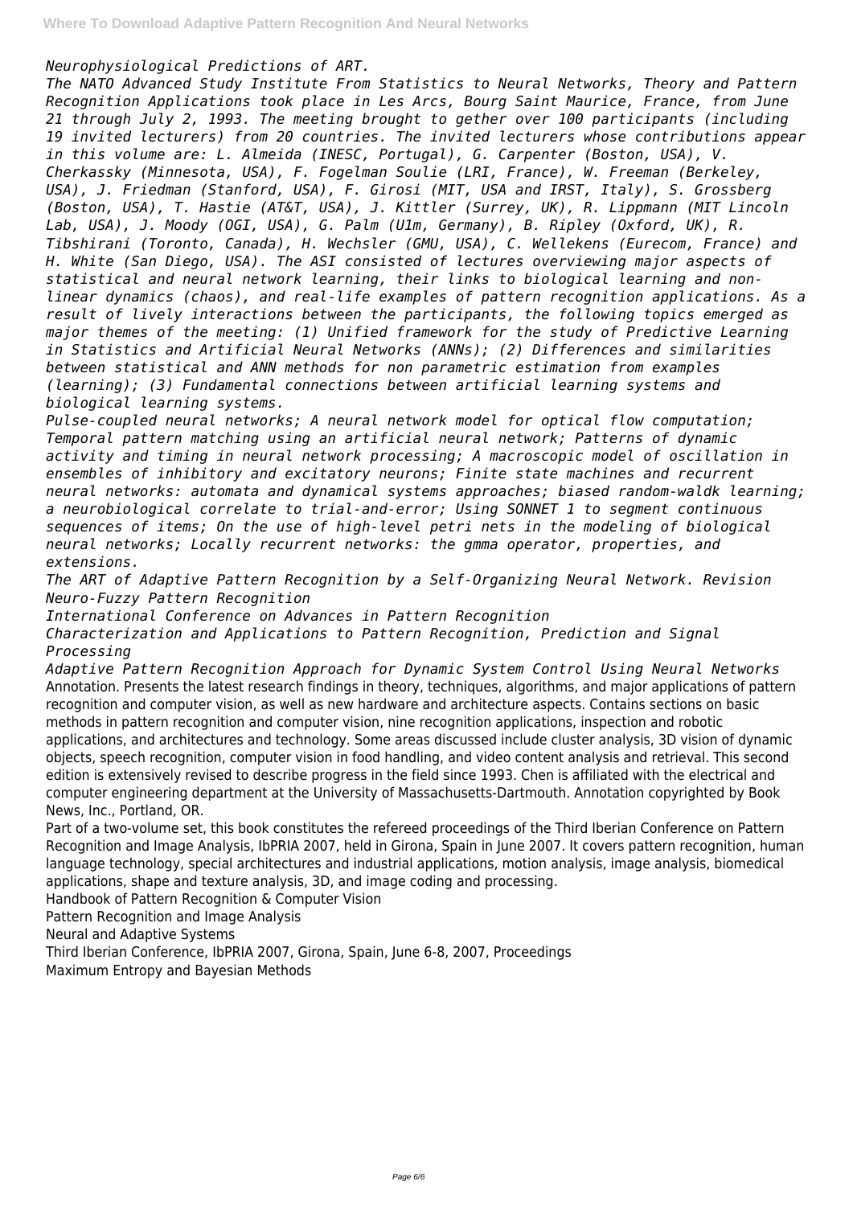*Neurophysiological Predictions of ART.*

*The NATO Advanced Study Institute From Statistics to Neural Networks, Theory and Pattern Recognition Applications took place in Les Arcs, Bourg Saint Maurice, France, from June 21 through July 2, 1993. The meeting brought to gether over 100 participants (including 19 invited lecturers) from 20 countries. The invited lecturers whose contributions appear in this volume are: L. Almeida (INESC, Portugal), G. Carpenter (Boston, USA), V. Cherkassky (Minnesota, USA), F. Fogelman Soulie (LRI, France), W. Freeman (Berkeley, USA), J. Friedman (Stanford, USA), F. Girosi (MIT, USA and IRST, Italy), S. Grossberg (Boston, USA), T. Hastie (AT&T, USA), J. Kittler (Surrey, UK), R. Lippmann (MIT Lincoln Lab, USA), J. Moody (OGI, USA), G. Palm (U1m, Germany), B. Ripley (Oxford, UK), R. Tibshirani (Toronto, Canada), H. Wechsler (GMU, USA), C. Wellekens (Eurecom, France) and H. White (San Diego, USA). The ASI consisted of lectures overviewing major aspects of statistical and neural network learning, their links to biological learning and non-linear dynamics (chaos), and real-life examples of pattern recognition applications. As a result of lively interactions between the participants, the following topics emerged as major themes of the meeting: (1) Unified framework for the study of Predictive Learning in Statistics and Artificial Neural Networks (ANNs); (2) Differences and similarities between statistical and ANN methods for non parametric estimation from examples (learning); (3) Fundamental connections between artificial learning systems and biological learning systems.*

*Pulse-coupled neural networks; A neural network model for optical flow computation; Temporal pattern matching using an artificial neural network; Patterns of dynamic activity and timing in neural network processing; A macroscopic model of oscillation in ensembles of inhibitory and excitatory neurons; Finite state machines and recurrent neural networks: automata and dynamical systems approaches; biased random-waldk learning; a neurobiological correlate to trial-and-error; Using SONNET 1 to segment continuous sequences of items; On the use of high-level petri nets in the modeling of biological neural networks; Locally recurrent networks: the gmma operator, properties, and extensions.*

*The ART of Adaptive Pattern Recognition by a Self-Organizing Neural Network. Revision*

*Neuro-Fuzzy Pattern Recognition*

*International Conference on Advances in Pattern Recognition*

*Characterization and Applications to Pattern Recognition, Prediction and Signal Processing*

*Adaptive Pattern Recognition Approach for Dynamic System Control Using Neural Networks*

Annotation. Presents the latest research findings in theory, techniques, algorithms, and major applications of pattern recognition and computer vision, as well as new hardware and architecture aspects. Contains sections on basic methods in pattern recognition and computer vision, nine recognition applications, inspection and robotic applications, and architectures and technology. Some areas discussed include cluster analysis, 3D vision of dynamic objects, speech recognition, computer vision in food handling, and video content analysis and retrieval. This second edition is extensively revised to describe progress in the field since 1993. Chen is affiliated with the electrical and computer engineering department at the University of Massachusetts-Dartmouth. Annotation copyrighted by Book News, Inc., Portland, OR.

Part of a two-volume set, this book constitutes the refereed proceedings of the Third Iberian Conference on Pattern Recognition and Image Analysis, IbPRIA 2007, held in Girona, Spain in June 2007. It covers pattern recognition, human language technology, special architectures and industrial applications, motion analysis, image analysis, biomedical applications, shape and texture analysis, 3D, and image coding and processing.

Handbook of Pattern Recognition & Computer Vision

Pattern Recognition and Image Analysis

Neural and Adaptive Systems

Third Iberian Conference, IbPRIA 2007, Girona, Spain, June 6-8, 2007, Proceedings

Maximum Entropy and Bayesian Methods